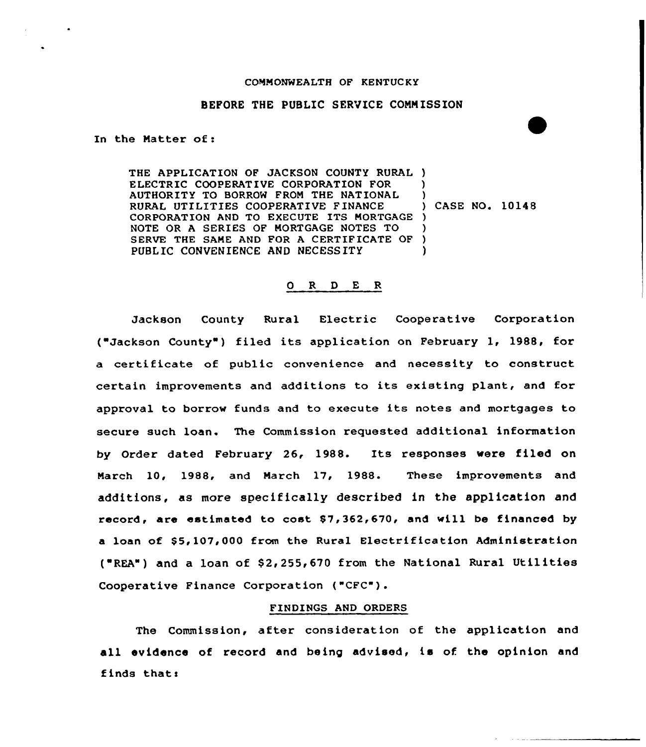COMMONWEALTH OF KENTUCKY

BEFORE THE PUBLIC SERVICE COMMISSION

In the Matter of:

| | | |
|---|---|---|
| THE APPLICATION OF JACKSON COUNTY RURAL ELECTRIC COOPERATIVE CORPORATION FOR AUTHORITY TO BORROW FROM THE NATIONAL RURAL UTILITIES COOPERATIVE FINANCE CORPORATION AND TO EXECUTE ITS MORTGAGE NOTE OR A SERIES OF MORTGAGE NOTES TO SERVE THE SAME AND FOR A CERTIFICATE OF PUBLIC CONVENIENCE AND NECESSITY | ) | CASE NO. 10148 |

## O R D E R

Jackson County Rural Electric Cooperative Corporation ("Jackson County") filed its application on February 1, 1988, for a certificate of public convenience and necessity to construct certain improvements and additions to its existing plant, and for approval to borrow funds and to execute its notes and mortgages to secure such loan. The Commission requested additional information by Order dated February 26, 1988. Its responses were filed on March 10, 1988, and March 17, 1988. These improvements and additions, as more specifically described in the application and record, are estimated to cost $7,362,670, and will be financed by a loan of $5,107,000 from the Rural Electrification Administration ("REA") and a loan of $2,255,670 from the National Rural Utilities Cooperative Finance Corporation ("CFC").

## FINDINGS AND ORDERS

The Commission, after consideration of the application and all evidence of record and being advised, is of the opinion and finds that: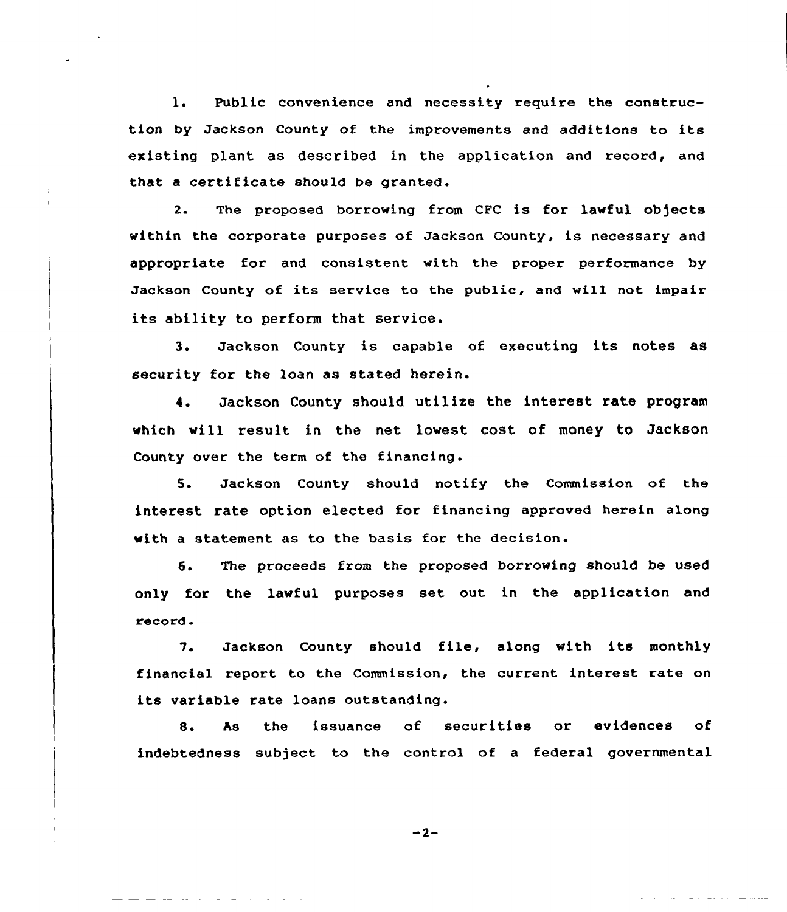1. Public convenience and necessity require the construction by Jackson County of the improvements and additions to its existing plant as described in the application and record, and that a certificate should be granted.

2. The proposed borrowing from CFC is for lawful objects within the corporate purposes of Jackson County, is necessary and appropriate for and consistent with the proper performance by Jackson County of its service to the public, and will not impair its ability to perform that service.

3. Jackson County is capable of executing its notes as security for the loan as stated herein.

4. Jackson County should utilize the interest rate program which will result in the net lowest cost of money to Jackson County over the term of the financing.

5. Jackson County should notify the Commission of the interest rate option elected for financing approved herein along with a statement as to the basis for the decision.

6. The proceeds from the proposed borrowing should be used only for the lawful purposes set out in the application and record.

7. Jackson County should file, along with its monthly financial report to the Commission, the current interest rate on its variable rate loans outstanding.

8. As the issuance of securities or evidences of indebtedness subject to the control of a federal governmental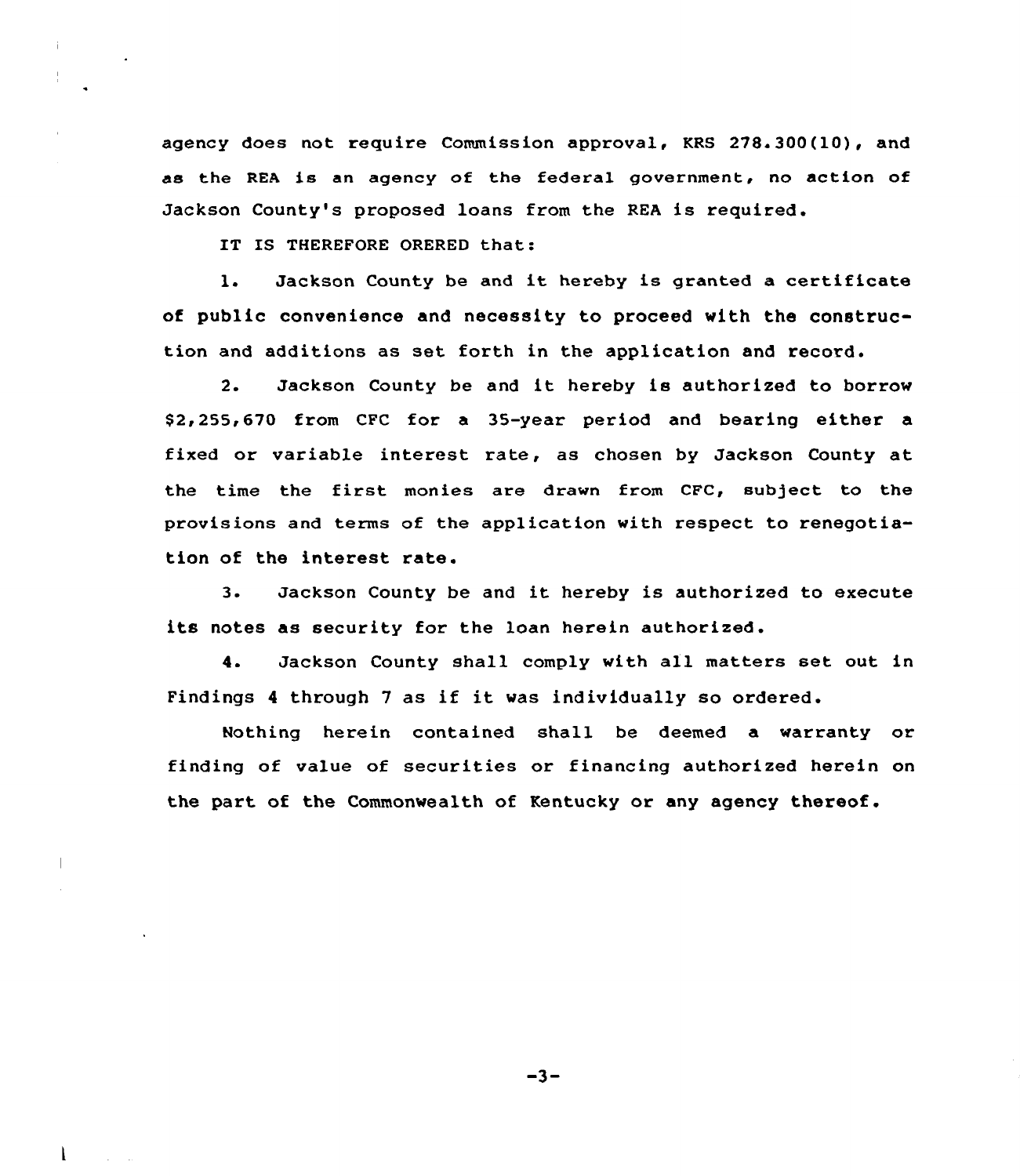agency does not require Commission approval, KRS 278.300(10), and as the REA is an agency of the federal government, no action of Jackson County's proposed loans from the REA is required.

IT IS THEREFORE ORERED that:

1. Jackson County be and it hereby is granted a certificate of public convenience and necessity to proceed with the construction and additions as set forth in the application and record.

2. Jackson County be and it hereby is authorized to borrow $2,255,670 from CFC for a 35-year period and bearing either a fixed or variable interest rate, as chosen by Jackson County at the time the first monies are drawn from CFC, subject to the provisions and terms of the application with respect to renegotiation of the interest rate.

3. Jackson County be and it hereby is authorized to execute its notes as security for the loan herein authorized.

4. Jackson County shall comply with all matters set out in Findings 4 through 7 as if it was individually so ordered.

Nothing herein contained shall be deemed a warranty or finding of value of securities or financing authorized herein on the part of the Commonwealth of Kentucky or any agency thereof.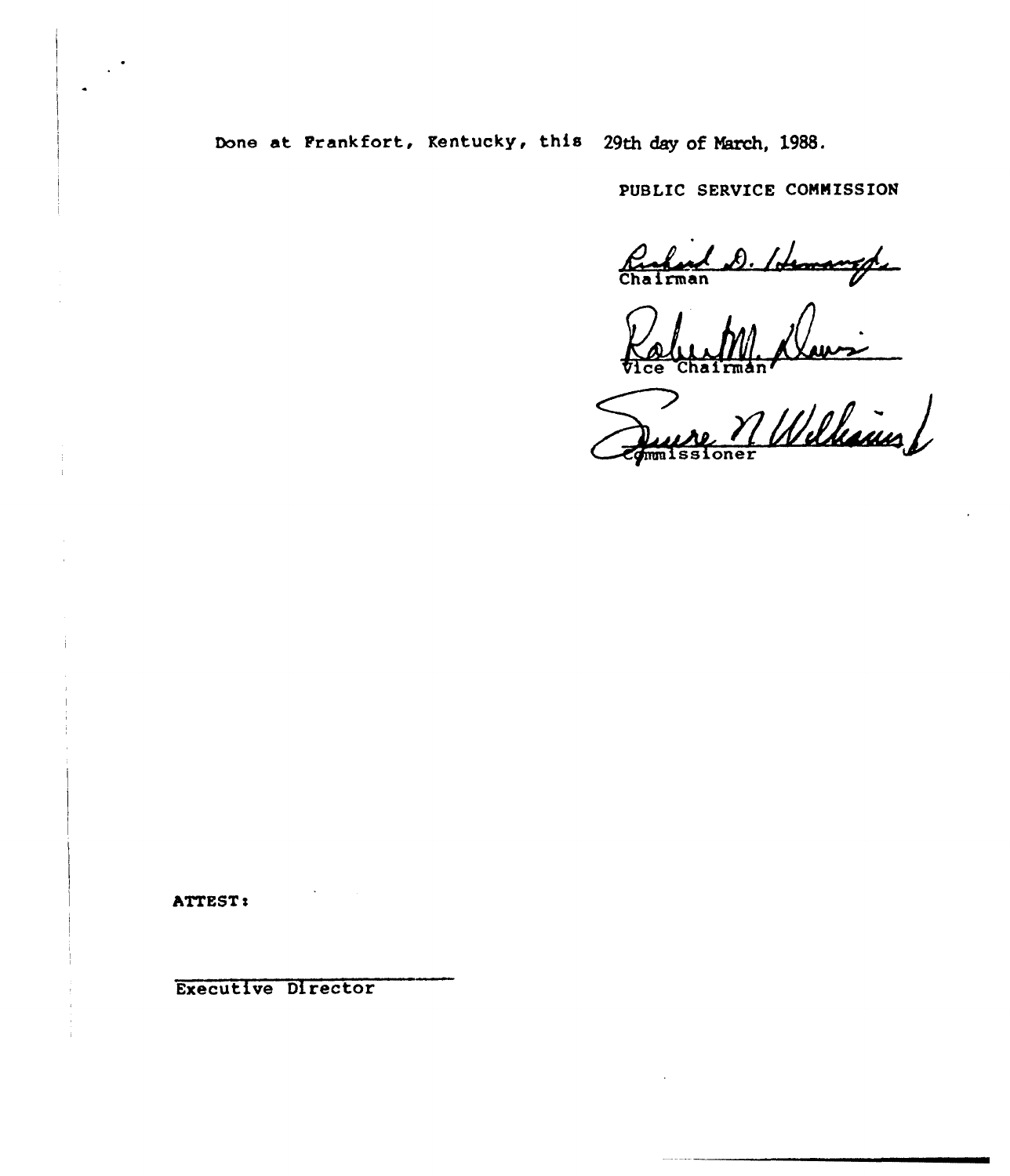Done at Frankfort, Kentucky, this 29th day of March, 1988.

PUBLIC SERVICE COMMISSION

Chairman

Vice Chairman

Commissioner

ATTEST:

Executive Director